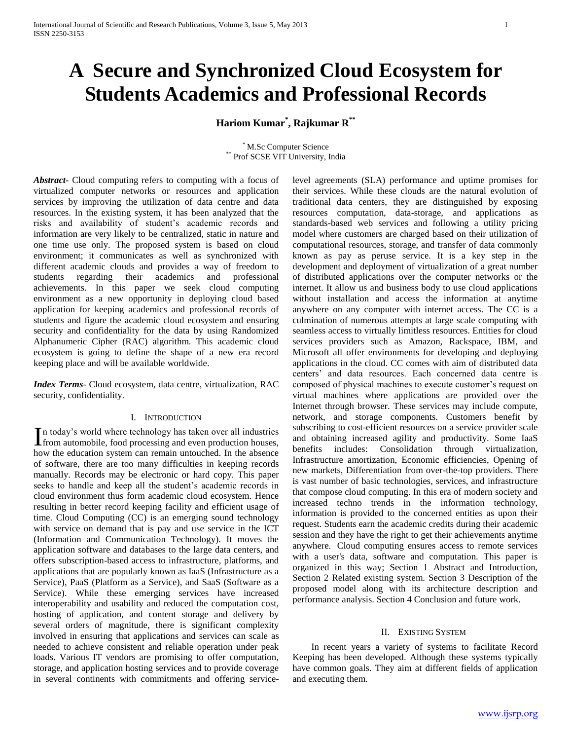# A Secure and Synchronized Cloud Ecosystem for Students Academics and Professional Records

**Hariom Kumar[*], Rajkumar R[**]**

[*] M.Sc Computer Science
[**] Prof SCSE VIT University, India

***Abstract-*** Cloud computing refers to computing with a focus of virtualized computer networks or resources and application services by improving the utilization of data centre and data resources. In the existing system, it has been analyzed that the risks and availability of student's academic records and information are very likely to be centralized, static in nature and one time use only. The proposed system is based on cloud environment; it communicates as well as synchronized with different academic clouds and provides a way of freedom to students regarding their academics and professional achievements. In this paper we seek cloud computing environment as a new opportunity in deploying cloud based application for keeping academics and professional records of students and figure the academic cloud ecosystem and ensuring security and confidentiality for the data by using Randomized Alphanumeric Cipher (RAC) algorithm. This academic cloud ecosystem is going to define the shape of a new era record keeping place and will be available worldwide.

***Index Terms*-** Cloud ecosystem, data centre, virtualization, RAC security, confidentiality.

## I. Introduction

In today's world where technology has taken over all industries from automobile, food processing and even production houses, how the education system can remain untouched. In the absence of software, there are too many difficulties in keeping records manually. Records may be electronic or hard copy. This paper seeks to handle and keep all the student's academic records in cloud environment thus form academic cloud ecosystem. Hence resulting in better record keeping facility and efficient usage of time. Cloud Computing (CC) is an emerging sound technology with service on demand that is pay and use service in the ICT (Information and Communication Technology). It moves the application software and databases to the large data centers, and offers subscription-based access to infrastructure, platforms, and applications that are popularly known as IaaS (Infrastructure as a Service), PaaS (Platform as a Service), and SaaS (Software as a Service). While these emerging services have increased interoperability and usability and reduced the computation cost, hosting of application, and content storage and delivery by several orders of magnitude, there is significant complexity involved in ensuring that applications and services can scale as needed to achieve consistent and reliable operation under peak loads. Various IT vendors are promising to offer computation, storage, and application hosting services and to provide coverage in several continents with commitments and offering service-level agreements (SLA) performance and uptime promises for their services. While these clouds are the natural evolution of traditional data centers, they are distinguished by exposing resources computation, data-storage, and applications as standards-based web services and following a utility pricing model where customers are charged based on their utilization of computational resources, storage, and transfer of data commonly known as pay as peruse service. It is a key step in the development and deployment of virtualization of a great number of distributed applications over the computer networks or the internet. It allow us and business body to use cloud applications without installation and access the information at anytime anywhere on any computer with internet access. The CC is a culmination of numerous attempts at large scale computing with seamless access to virtually limitless resources. Entities for cloud services providers such as Amazon, Rackspace, IBM, and Microsoft all offer environments for developing and deploying applications in the cloud. CC comes with aim of distributed data centers' and data resources. Each concerned data centre is composed of physical machines to execute customer's request on virtual machines where applications are provided over the Internet through browser. These services may include compute, network, and storage components. Customers benefit by subscribing to cost-efficient resources on a service provider scale and obtaining increased agility and productivity. Some IaaS benefits includes: Consolidation through virtualization, Infrastructure amortization, Economic efficiencies, Opening of new markets, Differentiation from over-the-top providers. There is vast number of basic technologies, services, and infrastructure that compose cloud computing. In this era of modern society and increased techno trends in the information technology, information is provided to the concerned entities as upon their request. Students earn the academic credits during their academic session and they have the right to get their achievements anytime anywhere. Cloud computing ensures access to remote services with a user's data, software and computation. This paper is organized in this way; Section 1 Abstract and Introduction, Section 2 Related existing system. Section 3 Description of the proposed model along with its architecture description and performance analysis. Section 4 Conclusion and future work.

## II. Existing System

In recent years a variety of systems to facilitate Record Keeping has been developed. Although these systems typically have common goals. They aim at different fields of application and executing them.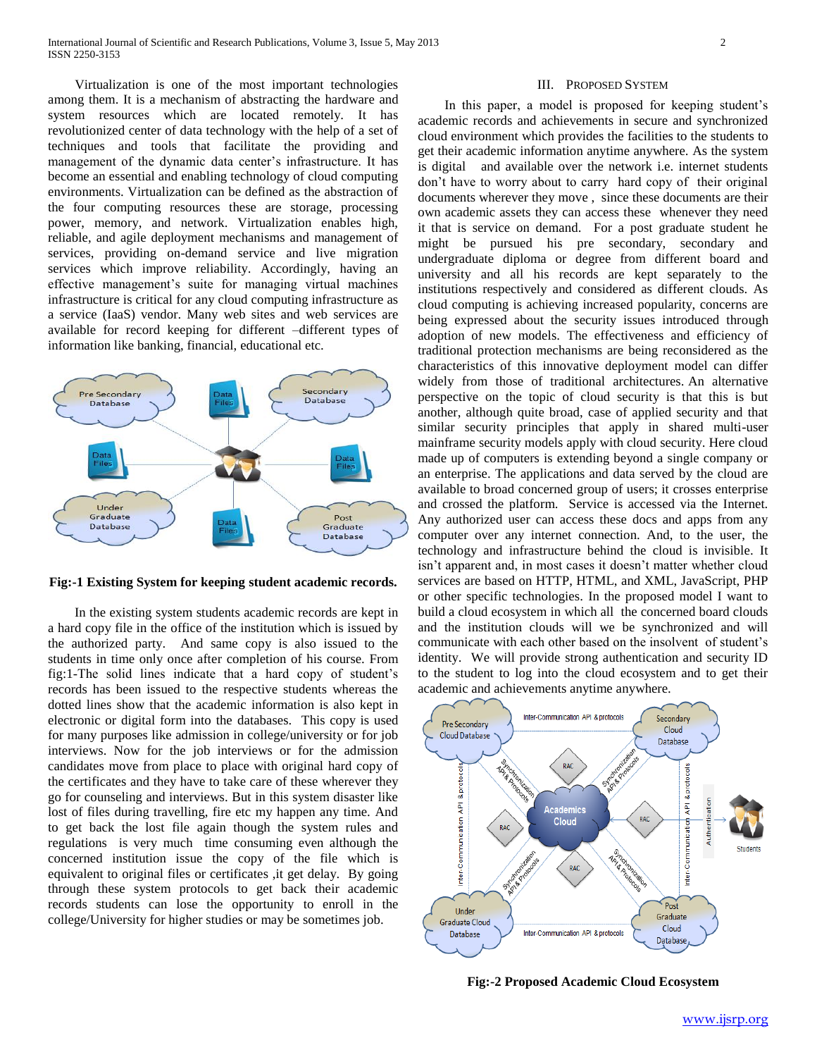Virtualization is one of the most important technologies among them. It is a mechanism of abstracting the hardware and system resources which are located remotely. It has revolutionized center of data technology with the help of a set of techniques and tools that facilitate the providing and management of the dynamic data center's infrastructure. It has become an essential and enabling technology of cloud computing environments. Virtualization can be defined as the abstraction of the four computing resources these are storage, processing power, memory, and network. Virtualization enables high, reliable, and agile deployment mechanisms and management of services, providing on-demand service and live migration services which improve reliability. Accordingly, having an effective management's suite for managing virtual machines infrastructure is critical for any cloud computing infrastructure as a service (IaaS) vendor. Many web sites and web services are available for record keeping for different –different types of information like banking, financial, educational etc.

**Fig:-1 Existing System for keeping student academic records.**

In the existing system students academic records are kept in a hard copy file in the office of the institution which is issued by the authorized party. And same copy is also issued to the students in time only once after completion of his course. From fig:1-The solid lines indicate that a hard copy of student's records has been issued to the respective students whereas the dotted lines show that the academic information is also kept in electronic or digital form into the databases. This copy is used for many purposes like admission in college/university or for job interviews. Now for the job interviews or for the admission candidates move from place to place with original hard copy of the certificates and they have to take care of these wherever they go for counseling and interviews. But in this system disaster like lost of files during travelling, fire etc my happen any time. And to get back the lost file again though the system rules and regulations is very much time consuming even although the concerned institution issue the copy of the file which is equivalent to original files or certificates ,it get delay. By going through these system protocols to get back their academic records students can lose the opportunity to enroll in the college/University for higher studies or may be sometimes job.

## III. Proposed System

In this paper, a model is proposed for keeping student's academic records and achievements in secure and synchronized cloud environment which provides the facilities to the students to get their academic information anytime anywhere. As the system is digital and available over the network i.e. internet students don't have to worry about to carry hard copy of their original documents wherever they move , since these documents are their own academic assets they can access these whenever they need it that is service on demand. For a post graduate student he might be pursued his pre secondary, secondary and undergraduate diploma or degree from different board and university and all his records are kept separately to the institutions respectively and considered as different clouds. As cloud computing is achieving increased popularity, concerns are being expressed about the security issues introduced through adoption of new models. The effectiveness and efficiency of traditional protection mechanisms are being reconsidered as the characteristics of this innovative deployment model can differ widely from those of traditional architectures. An alternative perspective on the topic of cloud security is that this is but another, although quite broad, case of applied security and that similar security principles that apply in shared multi-user mainframe security models apply with cloud security. Here cloud made up of computers is extending beyond a single company or an enterprise. The applications and data served by the cloud are available to broad concerned group of users; it crosses enterprise and crossed the platform. Service is accessed via the Internet. Any authorized user can access these docs and apps from any computer over any internet connection. And, to the user, the technology and infrastructure behind the cloud is invisible. It isn't apparent and, in most cases it doesn't matter whether cloud services are based on HTTP, HTML, and XML, JavaScript, PHP or other specific technologies. In the proposed model I want to build a cloud ecosystem in which all the concerned board clouds and the institution clouds will we be synchronized and will communicate with each other based on the insolvent of student's identity. We will provide strong authentication and security ID to the student to log into the cloud ecosystem and to get their academic and achievements anytime anywhere.

**Fig:-2 Proposed Academic Cloud Ecosystem**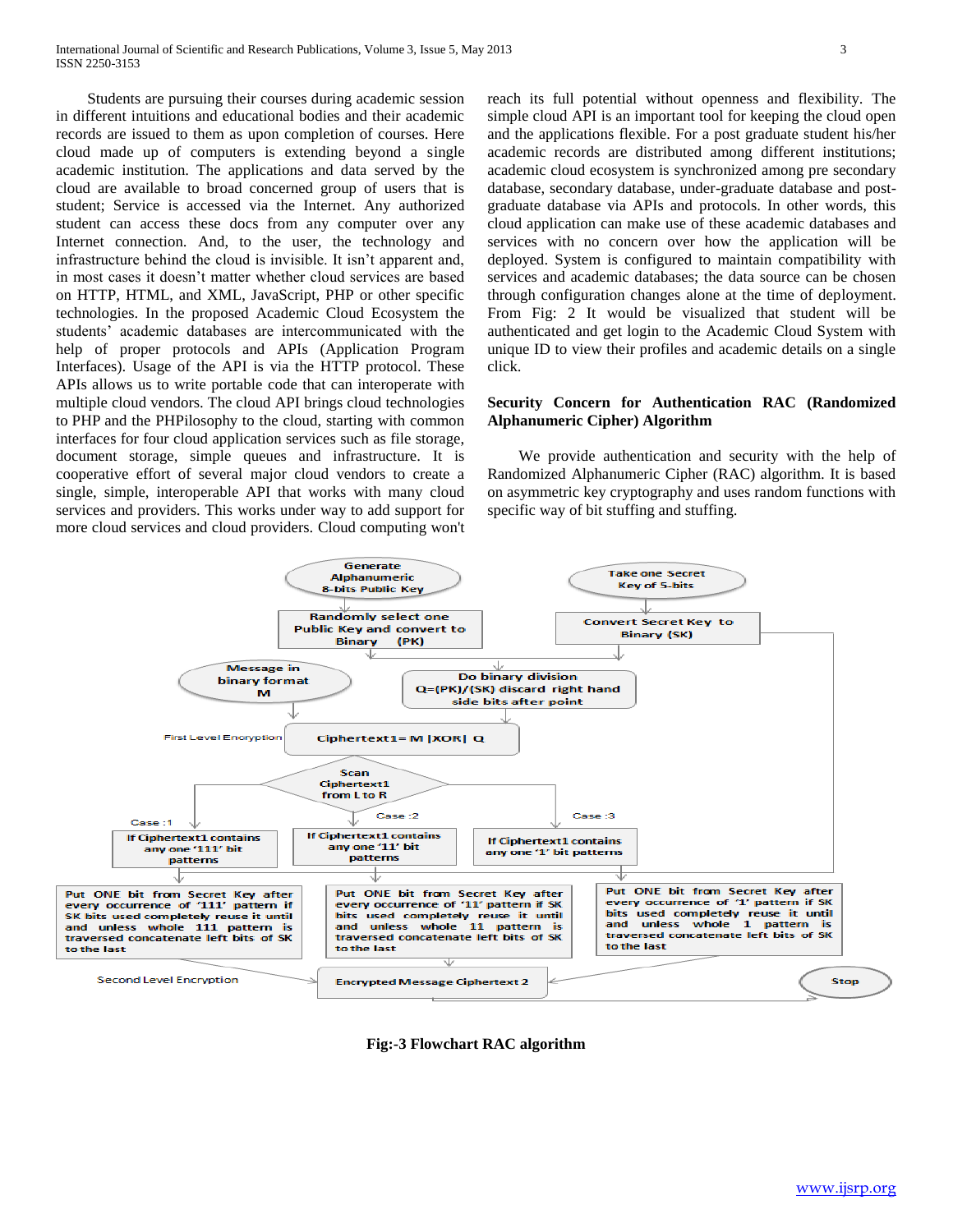Students are pursuing their courses during academic session in different intuitions and educational bodies and their academic records are issued to them as upon completion of courses. Here cloud made up of computers is extending beyond a single academic institution. The applications and data served by the cloud are available to broad concerned group of users that is student; Service is accessed via the Internet. Any authorized student can access these docs from any computer over any Internet connection. And, to the user, the technology and infrastructure behind the cloud is invisible. It isn't apparent and, in most cases it doesn't matter whether cloud services are based on HTTP, HTML, and XML, JavaScript, PHP or other specific technologies. In the proposed Academic Cloud Ecosystem the students' academic databases are intercommunicated with the help of proper protocols and APIs (Application Program Interfaces). Usage of the API is via the HTTP protocol. These APIs allows us to write portable code that can interoperate with multiple cloud vendors. The cloud API brings cloud technologies to PHP and the PHPilosophy to the cloud, starting with common interfaces for four cloud application services such as file storage, document storage, simple queues and infrastructure. It is cooperative effort of several major cloud vendors to create a single, simple, interoperable API that works with many cloud services and providers. This works under way to add support for more cloud services and cloud providers. Cloud computing won't reach its full potential without openness and flexibility. The simple cloud API is an important tool for keeping the cloud open and the applications flexible. For a post graduate student his/her academic records are distributed among different institutions; academic cloud ecosystem is synchronized among pre secondary database, secondary database, under-graduate database and post-graduate database via APIs and protocols. In other words, this cloud application can make use of these academic databases and services with no concern over how the application will be deployed. System is configured to maintain compatibility with services and academic databases; the data source can be chosen through configuration changes alone at the time of deployment. From Fig: 2 It would be visualized that student will be authenticated and get login to the Academic Cloud System with unique ID to view their profiles and academic details on a single click.

**Security Concern for Authentication RAC (Randomized Alphanumeric Cipher) Algorithm**

We provide authentication and security with the help of Randomized Alphanumeric Cipher (RAC) algorithm. It is based on asymmetric key cryptography and uses random functions with specific way of bit stuffing and stuffing.

Generate Alphanumeric 8-bits Public Key → Randomly select one Public Key and convert to Binary (PK)

Take one Secret Key of 5-bits → Convert Secret Key to Binary (SK)

Do binary division Q=(PK)/(SK) discard right hand side bits after point

Message in binary format M

First Level Encryption: Ciphertext1= M |XOR| Q

Scan Ciphertext1 from L to R

Case :1 — If Ciphertext1 contains any one '111' bit patterns → Put ONE bit from Secret Key after every occurrence of '111' pattern if SK bits used completely reuse it until and unless whole 111 pattern is traversed concatenate left bits of SK to the last

Case :2 — If Ciphertext1 contains any one '11' bit patterns → Put ONE bit from Secret Key after every occurrence of '11' pattern if SK bits used completely reuse it until and unless whole 11 pattern is traversed concatenate left bits of SK to the last

Case :3 — If Ciphertext1 contains any one '1' bit patterns → Put ONE bit from Secret Key after every occurrence of '1' pattern if SK bits used completely reuse it until and unless whole 1 pattern is traversed concatenate left bits of SK to the last

Second Level Encryption: Encrypted Message Ciphertext 2 → Stop

**Fig:-3 Flowchart RAC algorithm**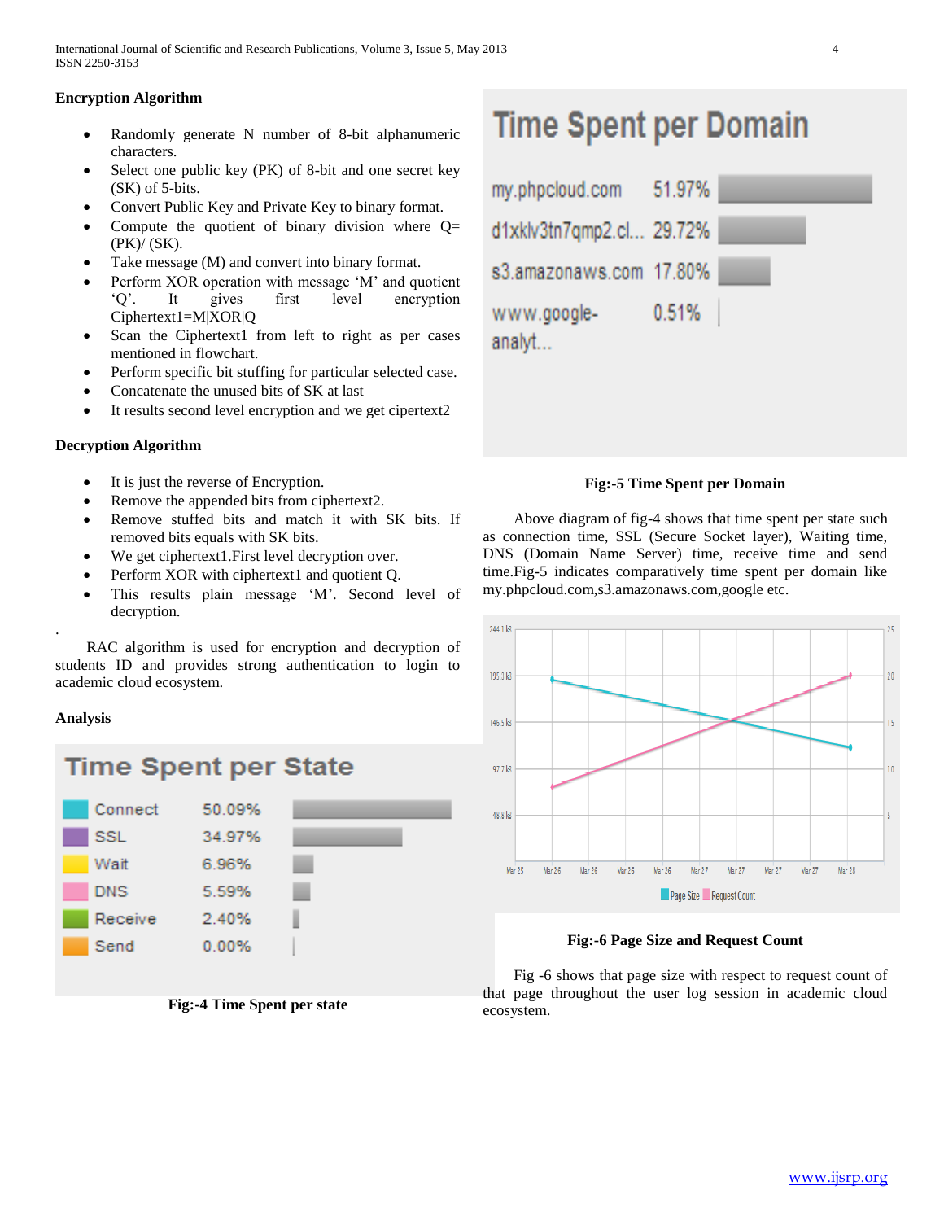### Encryption Algorithm

- Randomly generate N number of 8-bit alphanumeric characters.
- Select one public key (PK) of 8-bit and one secret key (SK) of 5-bits.
- Convert Public Key and Private Key to binary format.
- Compute the quotient of binary division where Q= (PK)/ (SK).
- Take message (M) and convert into binary format.
- Perform XOR operation with message 'M' and quotient 'Q'. It gives first level encryption Ciphertext1=M|XOR|Q
- Scan the Ciphertext1 from left to right as per cases mentioned in flowchart.
- Perform specific bit stuffing for particular selected case.
- Concatenate the unused bits of SK at last
- It results second level encryption and we get cipertext2

### Decryption Algorithm

- It is just the reverse of Encryption.
- Remove the appended bits from ciphertext2.
- Remove stuffed bits and match it with SK bits. If removed bits equals with SK bits.
- We get ciphertext1.First level decryption over.
- Perform XOR with ciphertext1 and quotient Q.
- This results plain message 'M'. Second level of decryption.

.

RAC algorithm is used for encryption and decryption of students ID and provides strong authentication to login to academic cloud ecosystem.

### Analysis

**Time Spent per State**

| State | Percentage |
|---|---|
| Connect | 50.09% |
| SSL | 34.97% |
| Wait | 6.96% |
| DNS | 5.59% |
| Receive | 2.40% |
| Send | 0.00% |

**Fig:-4 Time Spent per state**

**Time Spent per Domain**

| Domain | Percentage |
|---|---|
| my.phpcloud.com | 51.97% |
| d1xklv3tn7qmp2.cl... | 29.72% |
| s3.amazonaws.com | 17.80% |
| www.google-analyt... | 0.51% |

**Fig:-5 Time Spent per Domain**

Above diagram of fig-4 shows that time spent per state such as connection time, SSL (Secure Socket layer), Waiting time, DNS (Domain Name Server) time, receive time and send time.Fig-5 indicates comparatively time spent per domain like my.phpcloud.com,s3.amazonaws.com,google etc.

**Fig:-6 Page Size and Request Count**

Fig -6 shows that page size with respect to request count of that page throughout the user log session in academic cloud ecosystem.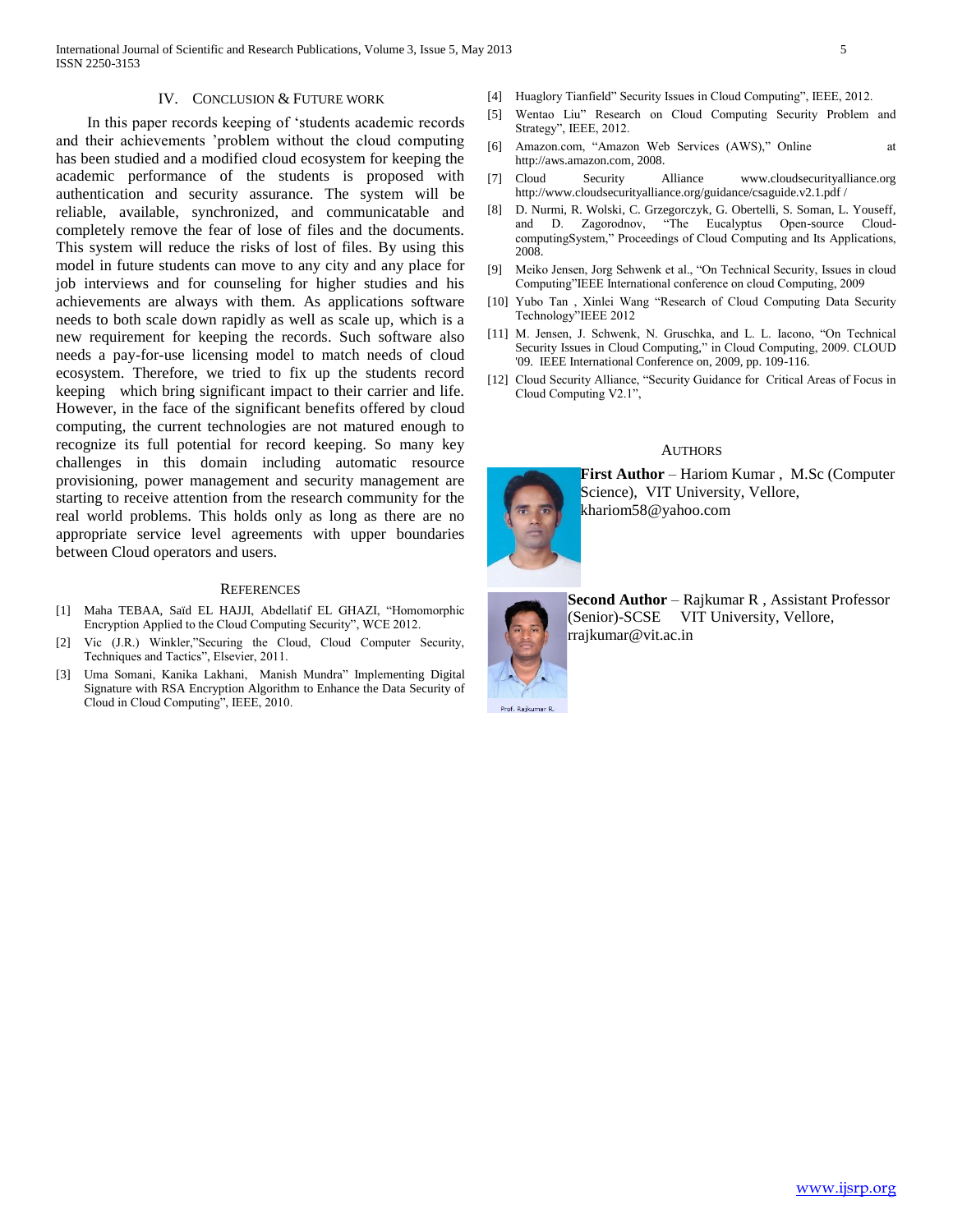## IV. CONCLUSION & FUTURE WORK

In this paper records keeping of 'students academic records and their achievements 'problem without the cloud computing has been studied and a modified cloud ecosystem for keeping the academic performance of the students is proposed with authentication and security assurance. The system will be reliable, available, synchronized, and communicatable and completely remove the fear of lose of files and the documents. This system will reduce the risks of lost of files. By using this model in future students can move to any city and any place for job interviews and for counseling for higher studies and his achievements are always with them. As applications software needs to both scale down rapidly as well as scale up, which is a new requirement for keeping the records. Such software also needs a pay-for-use licensing model to match needs of cloud ecosystem. Therefore, we tried to fix up the students record keeping which bring significant impact to their carrier and life. However, in the face of the significant benefits offered by cloud computing, the current technologies are not matured enough to recognize its full potential for record keeping. So many key challenges in this domain including automatic resource provisioning, power management and security management are starting to receive attention from the research community for the real world problems. This holds only as long as there are no appropriate service level agreements with upper boundaries between Cloud operators and users.

## REFERENCES

[1] Maha TEBAA, Saïd EL HAJJI, Abdellatif EL GHAZI, "Homomorphic Encryption Applied to the Cloud Computing Security", WCE 2012.

[2] Vic (J.R.) Winkler,"Securing the Cloud, Cloud Computer Security, Techniques and Tactics", Elsevier, 2011.

[3] Uma Somani, Kanika Lakhani, Manish Mundra" Implementing Digital Signature with RSA Encryption Algorithm to Enhance the Data Security of Cloud in Cloud Computing", IEEE, 2010.

[4] Huaglory Tianfield" Security Issues in Cloud Computing", IEEE, 2012.

[5] Wentao Liu" Research on Cloud Computing Security Problem and Strategy", IEEE, 2012.

[6] Amazon.com, "Amazon Web Services (AWS)," Online at http://aws.amazon.com, 2008.

[7] Cloud Security Alliance www.cloudsecurityalliance.org http://www.cloudsecurityalliance.org/guidance/csaguide.v2.1.pdf /

[8] D. Nurmi, R. Wolski, C. Grzegorczyk, G. Obertelli, S. Soman, L. Youseff, and D. Zagorodnov, "The Eucalyptus Open-source Cloud-computingSystem," Proceedings of Cloud Computing and Its Applications, 2008.

[9] Meiko Jensen, Jorg Sehwenk et al., "On Technical Security, Issues in cloud Computing"IEEE International conference on cloud Computing, 2009

[10] Yubo Tan , Xinlei Wang "Research of Cloud Computing Data Security Technology"IEEE 2012

[11] M. Jensen, J. Schwenk, N. Gruschka, and L. L. Iacono, "On Technical Security Issues in Cloud Computing," in Cloud Computing, 2009. CLOUD '09. IEEE International Conference on, 2009, pp. 109-116.

[12] Cloud Security Alliance, "Security Guidance for Critical Areas of Focus in Cloud Computing V2.1",

## AUTHORS

**First Author** – Hariom Kumar , M.Sc (Computer Science), VIT University, Vellore, khariom58@yahoo.com

**Second Author** – Rajkumar R , Assistant Professor (Senior)-SCSE VIT University, Vellore, rrajkumar@vit.ac.in